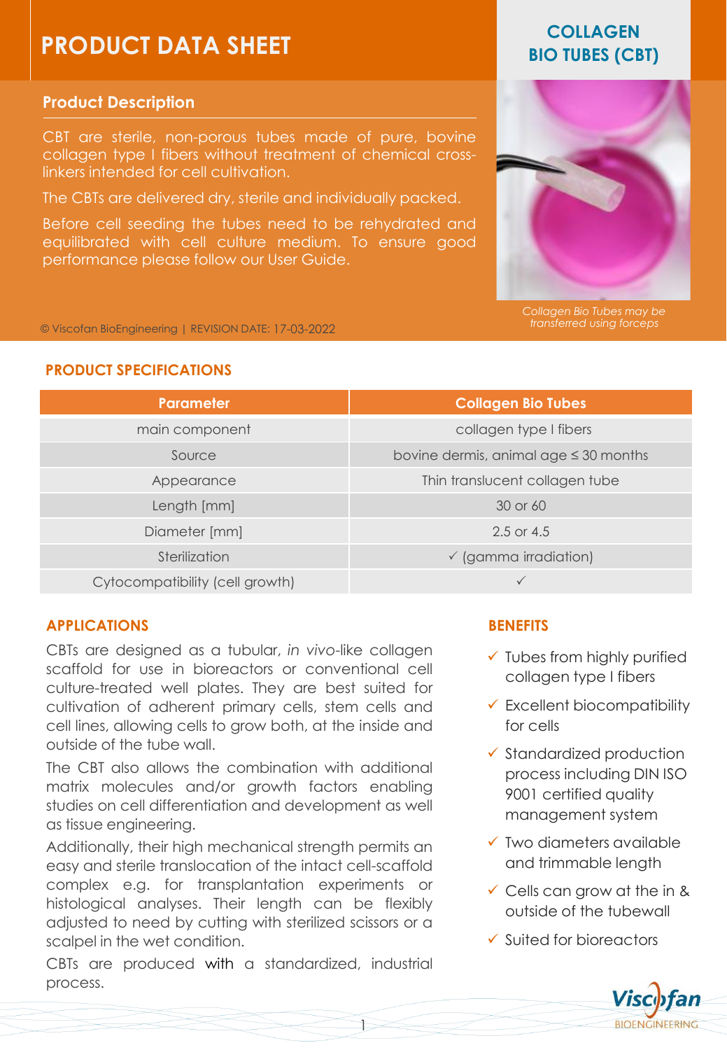# PRODUCT DATA SHEET

## COLLAGEN BIO TUBES (CBT)

### Product Description

CBT are sterile, non-porous tubes made of pure, bovine collagen type I fibers without treatment of chemical cross-linkers intended for cell cultivation.

The CBTs are delivered dry, sterile and individually packed.

Before cell seeding the tubes need to be rehydrated and equilibrated with cell culture medium. To ensure good performance please follow our User Guide.

*Collagen Bio Tubes may be transferred using forceps*

© Viscofan BioEngineering | REVISION DATE: 17-03-2022

## PRODUCT SPECIFICATIONS

| Parameter | Collagen Bio Tubes |
| --- | --- |
| main component | collagen type I fibers |
| Source | bovine dermis, animal age ≤ 30 months |
| Appearance | Thin translucent collagen tube |
| Length [mm] | 30 or 60 |
| Diameter [mm] | 2.5 or 4.5 |
| Sterilization | ✓ (gamma irradiation) |
| Cytocompatibility (cell growth) | ✓ |

## APPLICATIONS

CBTs are designed as a tubular, *in vivo*-like collagen scaffold for use in bioreactors or conventional cell culture-treated well plates. They are best suited for cultivation of adherent primary cells, stem cells and cell lines, allowing cells to grow both, at the inside and outside of the tube wall.

The CBT also allows the combination with additional matrix molecules and/or growth factors enabling studies on cell differentiation and development as well as tissue engineering.

Additionally, their high mechanical strength permits an easy and sterile translocation of the intact cell-scaffold complex e.g. for transplantation experiments or histological analyses. Their length can be flexibly adjusted to need by cutting with sterilized scissors or a scalpel in the wet condition.

CBTs are produced with a standardized, industrial process.

## BENEFITS

- ✓ Tubes from highly purified collagen type I fibers
- ✓ Excellent biocompatibility for cells
- ✓ Standardized production process including DIN ISO 9001 certified quality management system
- ✓ Two diameters available and trimmable length
- ✓ Cells can grow at the in & outside of the tubewall
- ✓ Suited for bioreactors

Viscofan BIOENGINEERING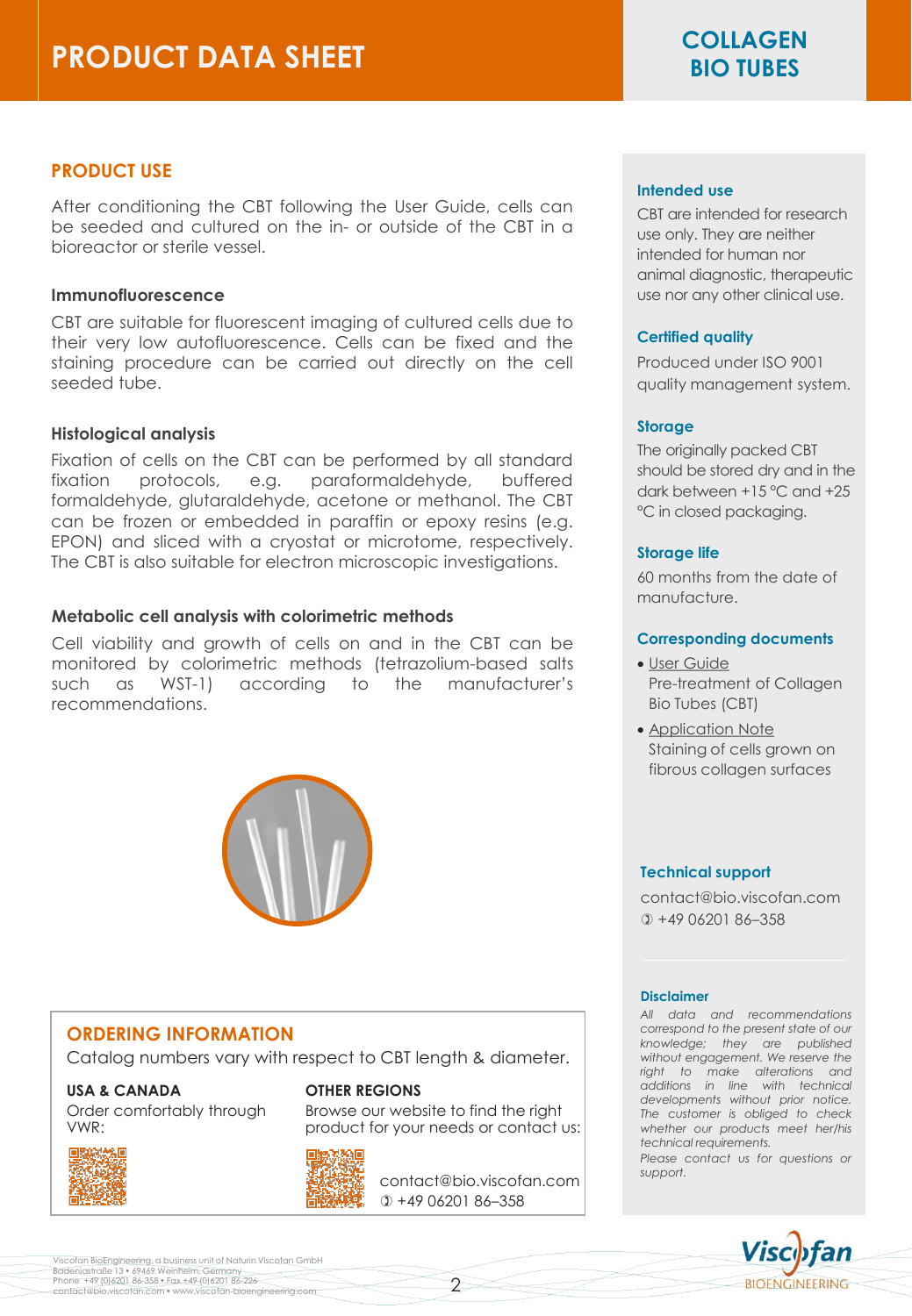# PRODUCT DATA SHEET

**COLLAGEN BIO TUBES**

## PRODUCT USE

After conditioning the CBT following the User Guide, cells can be seeded and cultured on the in- or outside of the CBT in a bioreactor or sterile vessel.

### Immunofluorescence

CBT are suitable for fluorescent imaging of cultured cells due to their very low autofluorescence. Cells can be fixed and the staining procedure can be carried out directly on the cell seeded tube.

### Histological analysis

Fixation of cells on the CBT can be performed by all standard fixation protocols, e.g. paraformaldehyde, buffered formaldehyde, glutaraldehyde, acetone or methanol. The CBT can be frozen or embedded in paraffin or epoxy resins (e.g. EPON) and sliced with a cryostat or microtome, respectively. The CBT is also suitable for electron microscopic investigations.

### Metabolic cell analysis with colorimetric methods

Cell viability and growth of cells on and in the CBT can be monitored by colorimetric methods (tetrazolium-based salts such as WST-1) according to the manufacturer's recommendations.

## ORDERING INFORMATION

Catalog numbers vary with respect to CBT length & diameter.

**USA & CANADA**

Order comfortably through VWR:

**OTHER REGIONS**

Browse our website to find the right product for your needs or contact us:

contact@bio.viscofan.com
✆ +49 06201 86–358

### Intended use

CBT are intended for research use only. They are neither intended for human nor animal diagnostic, therapeutic use nor any other clinical use.

### Certified quality

Produced under ISO 9001 quality management system.

### Storage

The originally packed CBT should be stored dry and in the dark between +15 °C and +25 °C in closed packaging.

### Storage life

60 months from the date of manufacture.

### Corresponding documents

- User Guide
  Pre-treatment of Collagen Bio Tubes (CBT)
- Application Note
  Staining of cells grown on fibrous collagen surfaces

### Technical support

contact@bio.viscofan.com
✆ +49 06201 86–358

### Disclaimer

*All data and recommendations correspond to the present state of our knowledge; they are published without engagement. We reserve the right to make alterations and additions in line with technical developments without prior notice. The customer is obliged to check whether our products meet her/his technical requirements.*
*Please contact us for questions or support.*

Viscofan BioEngineering, a business unit of Naturin Viscofan GmbH
Badeniastraße 13 • 69469 Weinheim, Germany
Phone +49 (0)6201 86-358 • Fax +49 (0)6201 86-226
contact@bio.viscofan.com • www.viscofan-bioengineering.com

Viscofan BIOENGINEERING